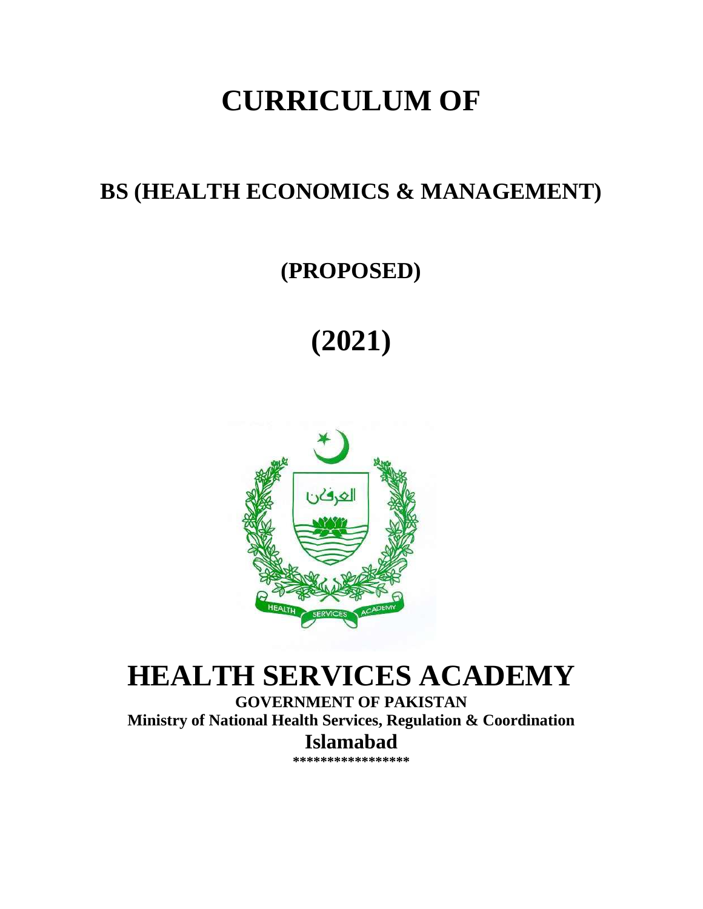# CURRICULUM OF

## BS (HEALTH ECONOMICS & MANAGEMENT)

## (PROPOSED)

# (2021)

# HEALTH SERVICES ACADEMY

**GOVERNMENT OF PAKISTAN**

**Ministry of National Health Services, Regulation & Coordination**

**Islamabad**

****************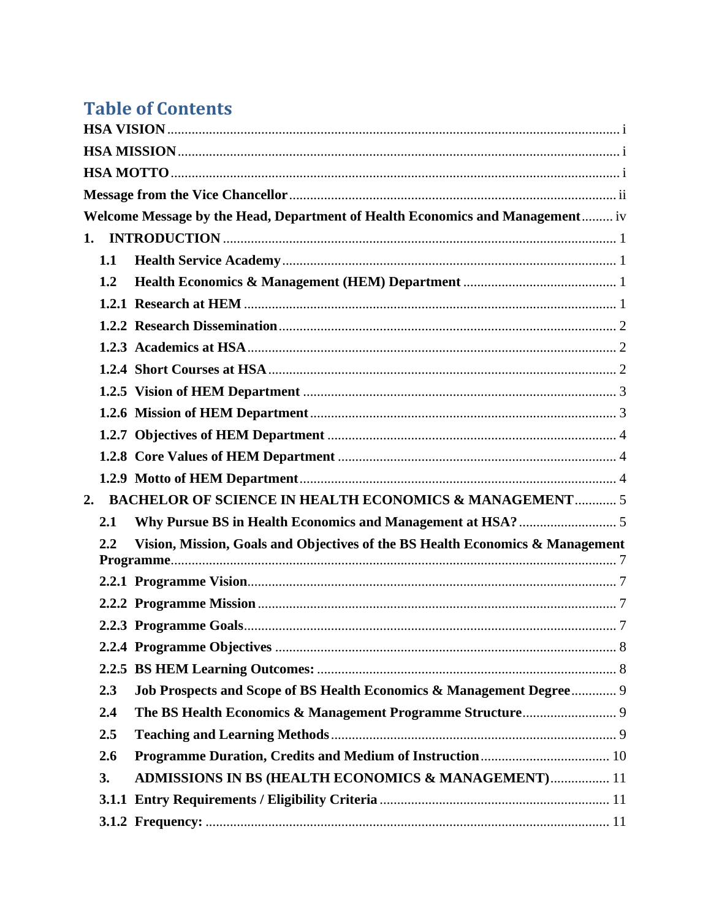# Table of Contents

**HSA VISION** ..... i

**HSA MISSION** ..... i

**HSA MOTTO** ..... i

**Message from the Vice Chancellor** ..... ii

**Welcome Message by the Head, Department of Health Economics and Management** ..... iv

**1. INTRODUCTION** ..... 1

- **1.1 Health Service Academy** ..... 1
- **1.2 Health Economics & Management (HEM) Department** ..... 1
- **1.2.1 Research at HEM** ..... 1
- **1.2.2 Research Dissemination** ..... 2
- **1.2.3 Academics at HSA** ..... 2
- **1.2.4 Short Courses at HSA** ..... 2
- **1.2.5 Vision of HEM Department** ..... 3
- **1.2.6 Mission of HEM Department** ..... 3
- **1.2.7 Objectives of HEM Department** ..... 4
- **1.2.8 Core Values of HEM Department** ..... 4
- **1.2.9 Motto of HEM Department** ..... 4

**2. BACHELOR OF SCIENCE IN HEALTH ECONOMICS & MANAGEMENT** ..... 5

- **2.1 Why Pursue BS in Health Economics and Management at HSA?** ..... 5
- **2.2 Vision, Mission, Goals and Objectives of the BS Health Economics & Management Programme** ..... 7
- **2.2.1 Programme Vision** ..... 7
- **2.2.2 Programme Mission** ..... 7
- **2.2.3 Programme Goals** ..... 7
- **2.2.4 Programme Objectives** ..... 8
- **2.2.5 BS HEM Learning Outcomes:** ..... 8
- **2.3 Job Prospects and Scope of BS Health Economics & Management Degree** ..... 9
- **2.4 The BS Health Economics & Management Programme Structure** ..... 9
- **2.5 Teaching and Learning Methods** ..... 9
- **2.6 Programme Duration, Credits and Medium of Instruction** ..... 10
- **3. ADMISSIONS IN BS (HEALTH ECONOMICS & MANAGEMENT)** ..... 11
- **3.1.1 Entry Requirements / Eligibility Criteria** ..... 11
- **3.1.2 Frequency:** ..... 11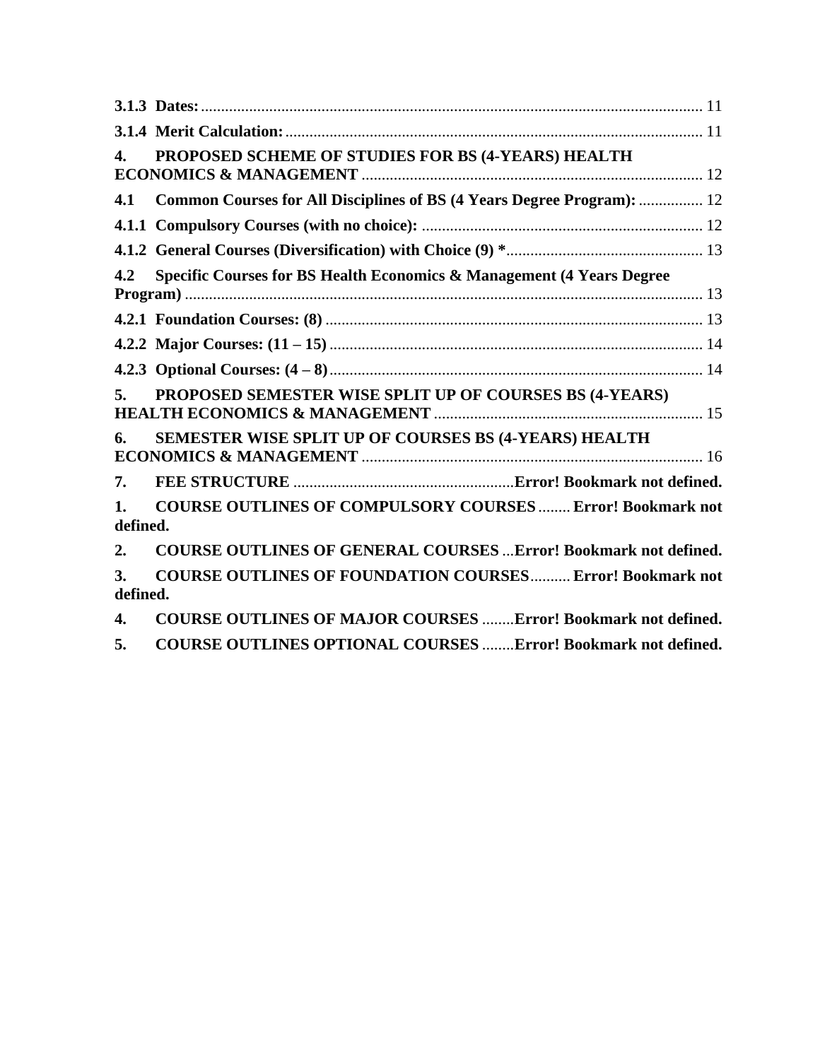**3.1.3 Dates:** ........................................................................................................................ 11

**3.1.4 Merit Calculation:** .................................................................................................... 11

**4. PROPOSED SCHEME OF STUDIES FOR BS (4-YEARS) HEALTH ECONOMICS & MANAGEMENT** .................................................................................... 12

**4.1 Common Courses for All Disciplines of BS (4 Years Degree Program):** ................ 12

**4.1.1 Compulsory Courses (with no choice):** ..................................................................... 12

**4.1.2 General Courses (Diversification) with Choice (9) *** ................................................ 13

**4.2 Specific Courses for BS Health Economics & Management (4 Years Degree Program)** ............................................................................................................................. 13

**4.2.1 Foundation Courses: (8)** ............................................................................................. 13

**4.2.2 Major Courses: (11 – 15)** ............................................................................................ 14

**4.2.3 Optional Courses: (4 – 8)** ............................................................................................ 14

**5. PROPOSED SEMESTER WISE SPLIT UP OF COURSES BS (4-YEARS) HEALTH ECONOMICS & MANAGEMENT** .................................................................. 15

**6. SEMESTER WISE SPLIT UP OF COURSES BS (4-YEARS) HEALTH ECONOMICS & MANAGEMENT** .................................................................................... 16

**7. FEE STRUCTURE** ......................................................**Error! Bookmark not defined.**

**1. COURSE OUTLINES OF COMPULSORY COURSES** ........ **Error! Bookmark not defined.**

**2. COURSE OUTLINES OF GENERAL COURSES** ...**Error! Bookmark not defined.**

**3. COURSE OUTLINES OF FOUNDATION COURSES**.......... **Error! Bookmark not defined.**

**4. COURSE OUTLINES OF MAJOR COURSES** ........**Error! Bookmark not defined.**

**5. COURSE OUTLINES OPTIONAL COURSES** ........**Error! Bookmark not defined.**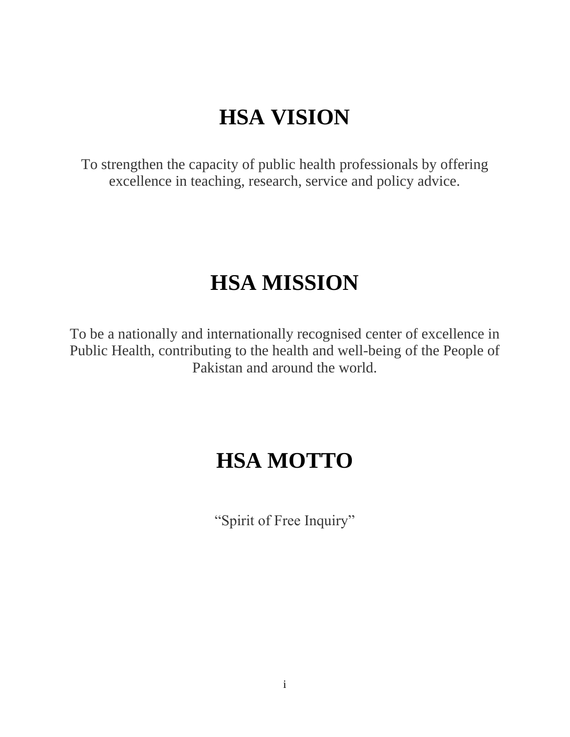# HSA VISION

To strengthen the capacity of public health professionals by offering excellence in teaching, research, service and policy advice.

# HSA MISSION

To be a nationally and internationally recognised center of excellence in Public Health, contributing to the health and well-being of the People of Pakistan and around the world.

# HSA MOTTO

"Spirit of Free Inquiry"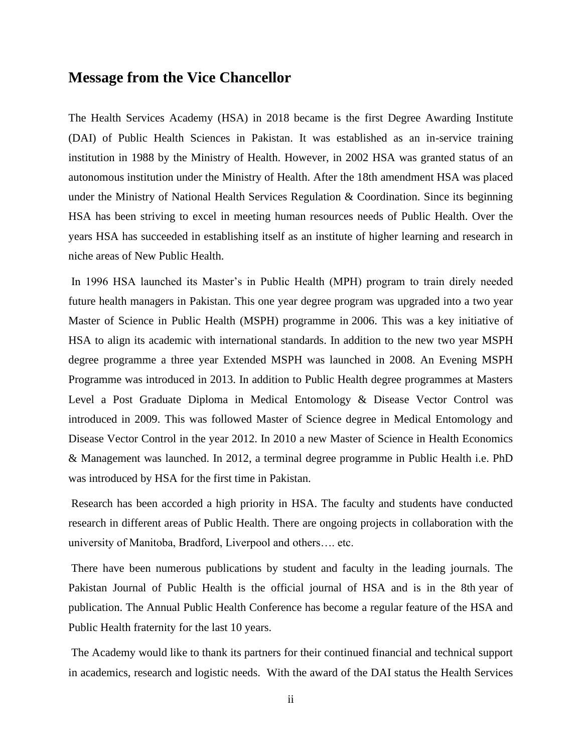## Message from the Vice Chancellor

The Health Services Academy (HSA) in 2018 became is the first Degree Awarding Institute (DAI) of Public Health Sciences in Pakistan. It was established as an in-service training institution in 1988 by the Ministry of Health. However, in 2002 HSA was granted status of an autonomous institution under the Ministry of Health. After the 18th amendment HSA was placed under the Ministry of National Health Services Regulation & Coordination. Since its beginning HSA has been striving to excel in meeting human resources needs of Public Health. Over the years HSA has succeeded in establishing itself as an institute of higher learning and research in niche areas of New Public Health.

In 1996 HSA launched its Master's in Public Health (MPH) program to train direly needed future health managers in Pakistan. This one year degree program was upgraded into a two year Master of Science in Public Health (MSPH) programme in 2006. This was a key initiative of HSA to align its academic with international standards. In addition to the new two year MSPH degree programme a three year Extended MSPH was launched in 2008. An Evening MSPH Programme was introduced in 2013. In addition to Public Health degree programmes at Masters Level a Post Graduate Diploma in Medical Entomology & Disease Vector Control was introduced in 2009. This was followed Master of Science degree in Medical Entomology and Disease Vector Control in the year 2012. In 2010 a new Master of Science in Health Economics & Management was launched. In 2012, a terminal degree programme in Public Health i.e. PhD was introduced by HSA for the first time in Pakistan.

Research has been accorded a high priority in HSA. The faculty and students have conducted research in different areas of Public Health. There are ongoing projects in collaboration with the university of Manitoba, Bradford, Liverpool and others…. etc.

There have been numerous publications by student and faculty in the leading journals. The Pakistan Journal of Public Health is the official journal of HSA and is in the 8th year of publication. The Annual Public Health Conference has become a regular feature of the HSA and Public Health fraternity for the last 10 years.

The Academy would like to thank its partners for their continued financial and technical support in academics, research and logistic needs. With the award of the DAI status the Health Services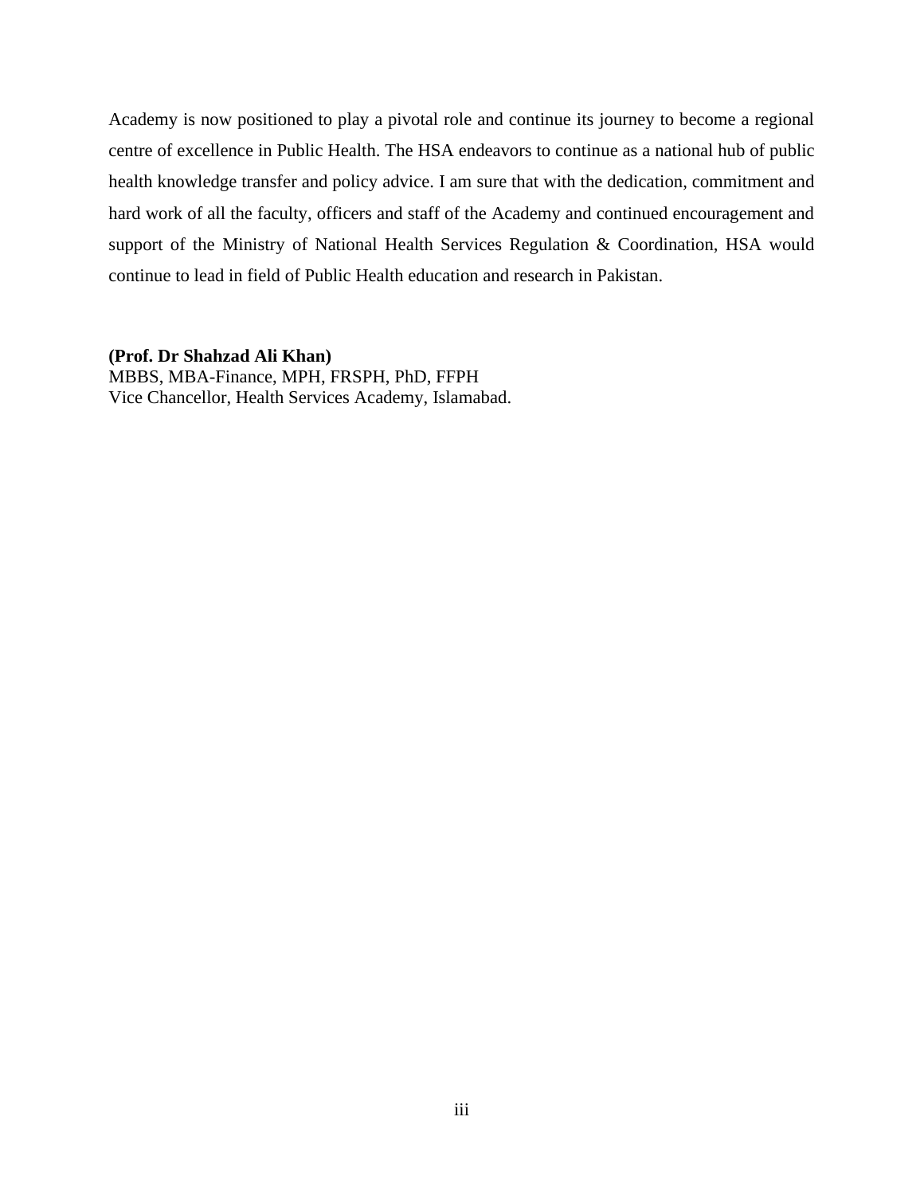Academy is now positioned to play a pivotal role and continue its journey to become a regional centre of excellence in Public Health. The HSA endeavors to continue as a national hub of public health knowledge transfer and policy advice. I am sure that with the dedication, commitment and hard work of all the faculty, officers and staff of the Academy and continued encouragement and support of the Ministry of National Health Services Regulation & Coordination, HSA would continue to lead in field of Public Health education and research in Pakistan.

**(Prof. Dr Shahzad Ali Khan)**  
MBBS, MBA-Finance, MPH, FRSPH, PhD, FFPH  
Vice Chancellor, Health Services Academy, Islamabad.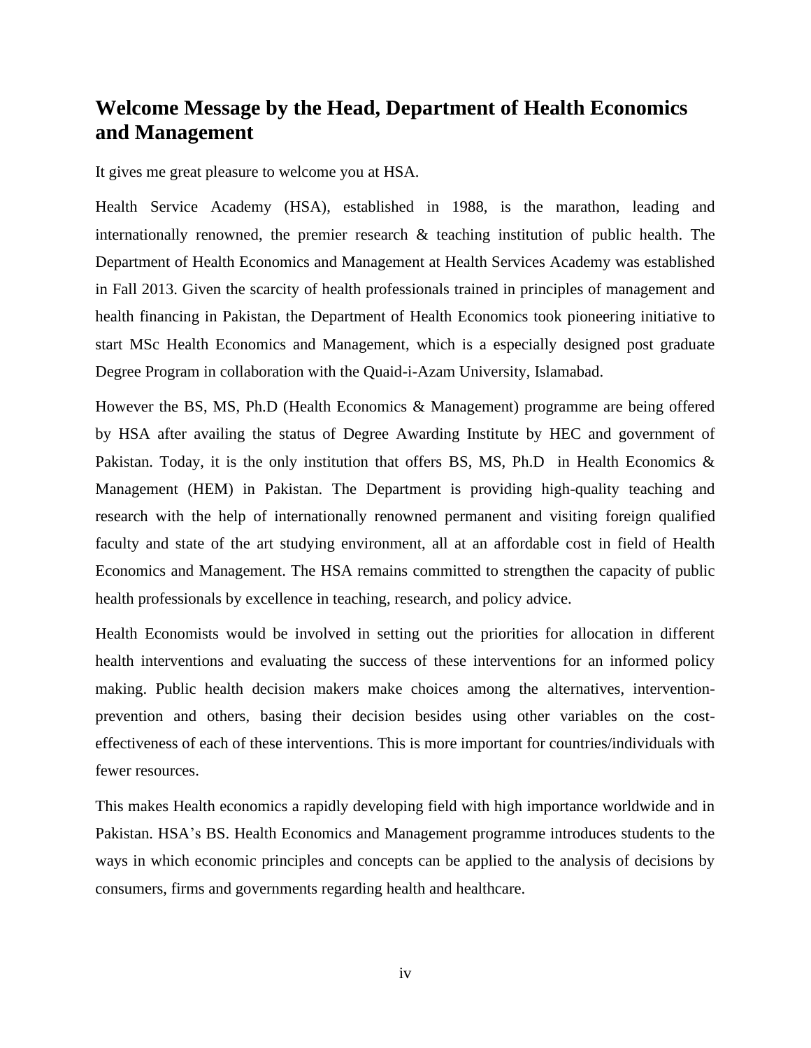## Welcome Message by the Head, Department of Health Economics and Management

It gives me great pleasure to welcome you at HSA.

Health Service Academy (HSA), established in 1988, is the marathon, leading and internationally renowned, the premier research & teaching institution of public health. The Department of Health Economics and Management at Health Services Academy was established in Fall 2013. Given the scarcity of health professionals trained in principles of management and health financing in Pakistan, the Department of Health Economics took pioneering initiative to start MSc Health Economics and Management, which is a especially designed post graduate Degree Program in collaboration with the Quaid-i-Azam University, Islamabad.

However the BS, MS, Ph.D (Health Economics & Management) programme are being offered by HSA after availing the status of Degree Awarding Institute by HEC and government of Pakistan. Today, it is the only institution that offers BS, MS, Ph.D in Health Economics & Management (HEM) in Pakistan. The Department is providing high-quality teaching and research with the help of internationally renowned permanent and visiting foreign qualified faculty and state of the art studying environment, all at an affordable cost in field of Health Economics and Management. The HSA remains committed to strengthen the capacity of public health professionals by excellence in teaching, research, and policy advice.

Health Economists would be involved in setting out the priorities for allocation in different health interventions and evaluating the success of these interventions for an informed policy making. Public health decision makers make choices among the alternatives, intervention-prevention and others, basing their decision besides using other variables on the cost-effectiveness of each of these interventions. This is more important for countries/individuals with fewer resources.

This makes Health economics a rapidly developing field with high importance worldwide and in Pakistan. HSA's BS. Health Economics and Management programme introduces students to the ways in which economic principles and concepts can be applied to the analysis of decisions by consumers, firms and governments regarding health and healthcare.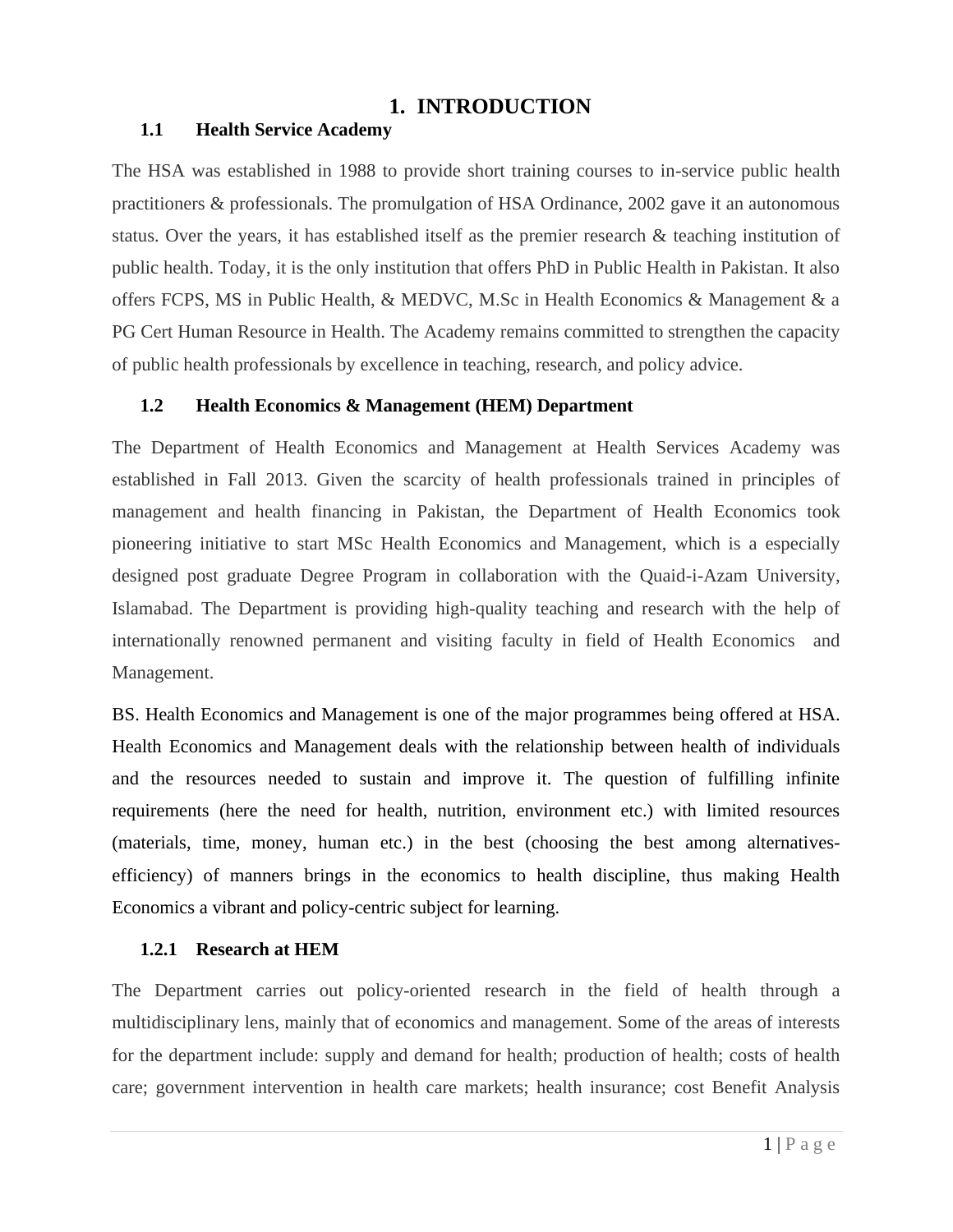# 1. INTRODUCTION

## 1.1 Health Service Academy

The HSA was established in 1988 to provide short training courses to in-service public health practitioners & professionals. The promulgation of HSA Ordinance, 2002 gave it an autonomous status. Over the years, it has established itself as the premier research & teaching institution of public health. Today, it is the only institution that offers PhD in Public Health in Pakistan. It also offers FCPS, MS in Public Health, & MEDVC, M.Sc in Health Economics & Management & a PG Cert Human Resource in Health. The Academy remains committed to strengthen the capacity of public health professionals by excellence in teaching, research, and policy advice.

## 1.2 Health Economics & Management (HEM) Department

The Department of Health Economics and Management at Health Services Academy was established in Fall 2013. Given the scarcity of health professionals trained in principles of management and health financing in Pakistan, the Department of Health Economics took pioneering initiative to start MSc Health Economics and Management, which is a especially designed post graduate Degree Program in collaboration with the Quaid-i-Azam University, Islamabad. The Department is providing high-quality teaching and research with the help of internationally renowned permanent and visiting faculty in field of Health Economics and Management.

BS. Health Economics and Management is one of the major programmes being offered at HSA. Health Economics and Management deals with the relationship between health of individuals and the resources needed to sustain and improve it. The question of fulfilling infinite requirements (here the need for health, nutrition, environment etc.) with limited resources (materials, time, money, human etc.) in the best (choosing the best among alternatives-efficiency) of manners brings in the economics to health discipline, thus making Health Economics a vibrant and policy-centric subject for learning.

### 1.2.1 Research at HEM

The Department carries out policy-oriented research in the field of health through a multidisciplinary lens, mainly that of economics and management. Some of the areas of interests for the department include: supply and demand for health; production of health; costs of health care; government intervention in health care markets; health insurance; cost Benefit Analysis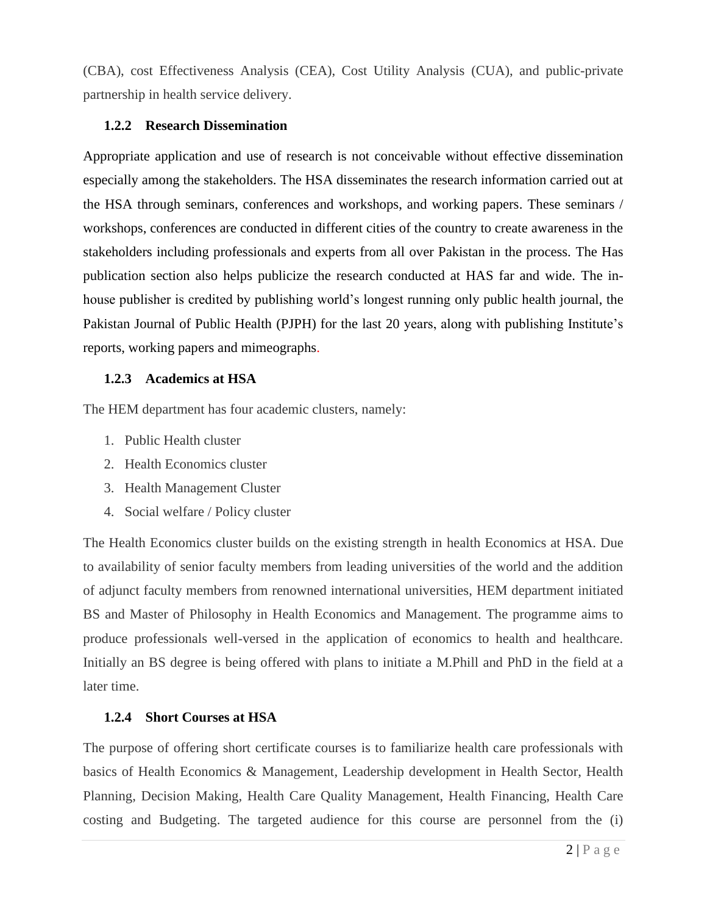(CBA), cost Effectiveness Analysis (CEA), Cost Utility Analysis (CUA), and public-private partnership in health service delivery.

### 1.2.2 Research Dissemination

Appropriate application and use of research is not conceivable without effective dissemination especially among the stakeholders. The HSA disseminates the research information carried out at the HSA through seminars, conferences and workshops, and working papers. These seminars / workshops, conferences are conducted in different cities of the country to create awareness in the stakeholders including professionals and experts from all over Pakistan in the process. The Has publication section also helps publicize the research conducted at HAS far and wide. The in-house publisher is credited by publishing world's longest running only public health journal, the Pakistan Journal of Public Health (PJPH) for the last 20 years, along with publishing Institute's reports, working papers and mimeographs.

### 1.2.3 Academics at HSA

The HEM department has four academic clusters, namely:

1. Public Health cluster
2. Health Economics cluster
3. Health Management Cluster
4. Social welfare / Policy cluster

The Health Economics cluster builds on the existing strength in health Economics at HSA. Due to availability of senior faculty members from leading universities of the world and the addition of adjunct faculty members from renowned international universities, HEM department initiated BS and Master of Philosophy in Health Economics and Management. The programme aims to produce professionals well-versed in the application of economics to health and healthcare. Initially an BS degree is being offered with plans to initiate a M.Phill and PhD in the field at a later time.

### 1.2.4 Short Courses at HSA

The purpose of offering short certificate courses is to familiarize health care professionals with basics of Health Economics & Management, Leadership development in Health Sector, Health Planning, Decision Making, Health Care Quality Management, Health Financing, Health Care costing and Budgeting. The targeted audience for this course are personnel from the (i)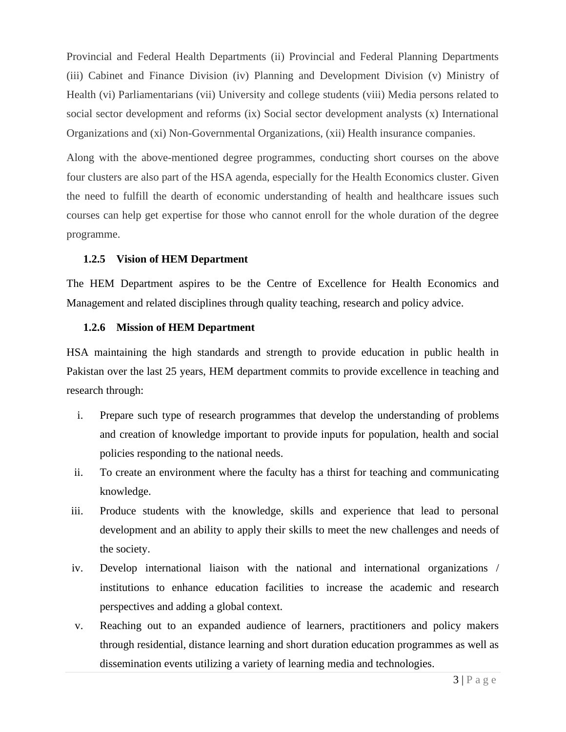Provincial and Federal Health Departments (ii) Provincial and Federal Planning Departments (iii) Cabinet and Finance Division (iv) Planning and Development Division (v) Ministry of Health (vi) Parliamentarians (vii) University and college students (viii) Media persons related to social sector development and reforms (ix) Social sector development analysts (x) International Organizations and (xi) Non-Governmental Organizations, (xii) Health insurance companies.

Along with the above-mentioned degree programmes, conducting short courses on the above four clusters are also part of the HSA agenda, especially for the Health Economics cluster. Given the need to fulfill the dearth of economic understanding of health and healthcare issues such courses can help get expertise for those who cannot enroll for the whole duration of the degree programme.

### 1.2.5 Vision of HEM Department

The HEM Department aspires to be the Centre of Excellence for Health Economics and Management and related disciplines through quality teaching, research and policy advice.

### 1.2.6 Mission of HEM Department

HSA maintaining the high standards and strength to provide education in public health in Pakistan over the last 25 years, HEM department commits to provide excellence in teaching and research through:

i. Prepare such type of research programmes that develop the understanding of problems and creation of knowledge important to provide inputs for population, health and social policies responding to the national needs.
ii. To create an environment where the faculty has a thirst for teaching and communicating knowledge.
iii. Produce students with the knowledge, skills and experience that lead to personal development and an ability to apply their skills to meet the new challenges and needs of the society.
iv. Develop international liaison with the national and international organizations / institutions to enhance education facilities to increase the academic and research perspectives and adding a global context.
v. Reaching out to an expanded audience of learners, practitioners and policy makers through residential, distance learning and short duration education programmes as well as dissemination events utilizing a variety of learning media and technologies.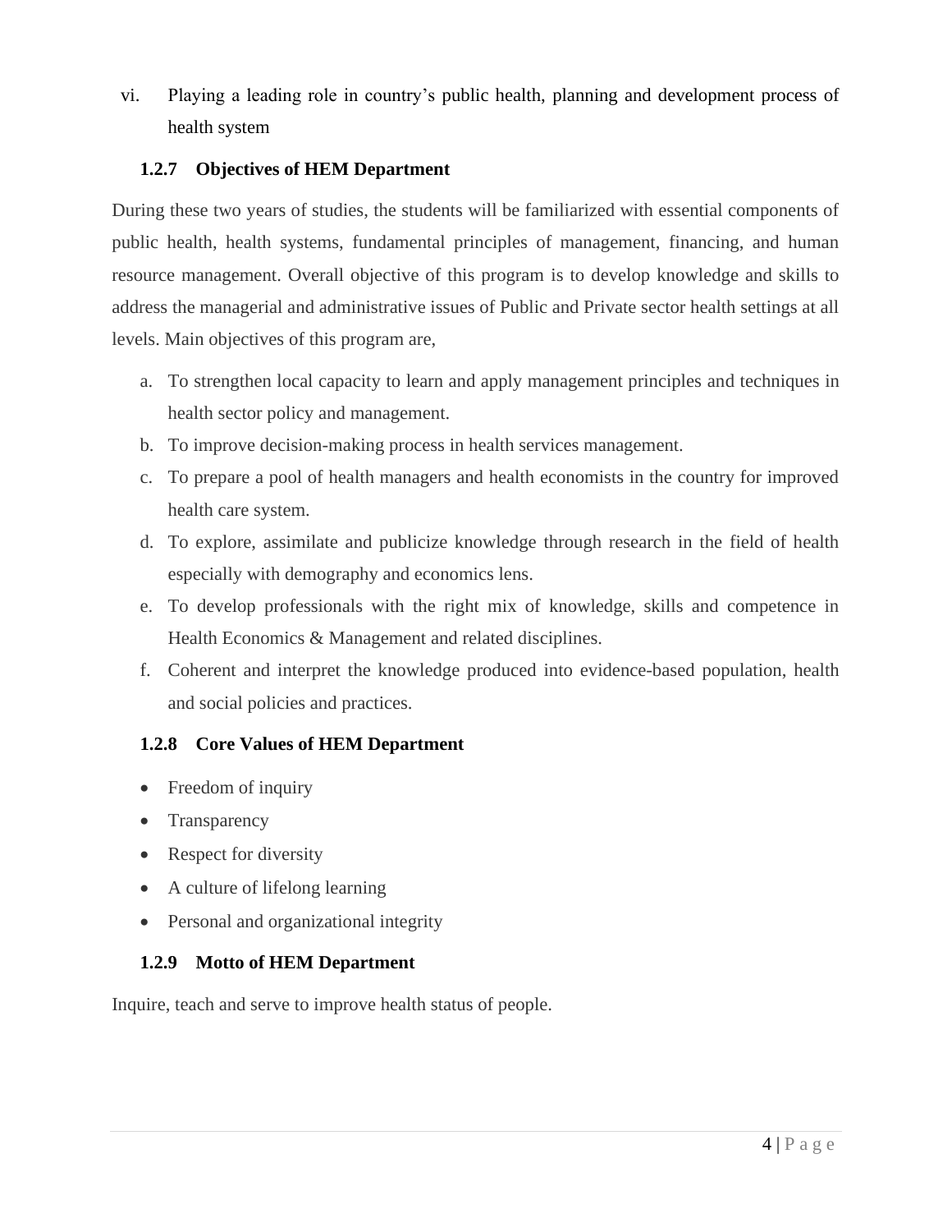vi. Playing a leading role in country's public health, planning and development process of health system

### 1.2.7 Objectives of HEM Department

During these two years of studies, the students will be familiarized with essential components of public health, health systems, fundamental principles of management, financing, and human resource management. Overall objective of this program is to develop knowledge and skills to address the managerial and administrative issues of Public and Private sector health settings at all levels. Main objectives of this program are,

a. To strengthen local capacity to learn and apply management principles and techniques in health sector policy and management.
b. To improve decision-making process in health services management.
c. To prepare a pool of health managers and health economists in the country for improved health care system.
d. To explore, assimilate and publicize knowledge through research in the field of health especially with demography and economics lens.
e. To develop professionals with the right mix of knowledge, skills and competence in Health Economics & Management and related disciplines.
f. Coherent and interpret the knowledge produced into evidence-based population, health and social policies and practices.

### 1.2.8 Core Values of HEM Department

- Freedom of inquiry
- Transparency
- Respect for diversity
- A culture of lifelong learning
- Personal and organizational integrity

### 1.2.9 Motto of HEM Department

Inquire, teach and serve to improve health status of people.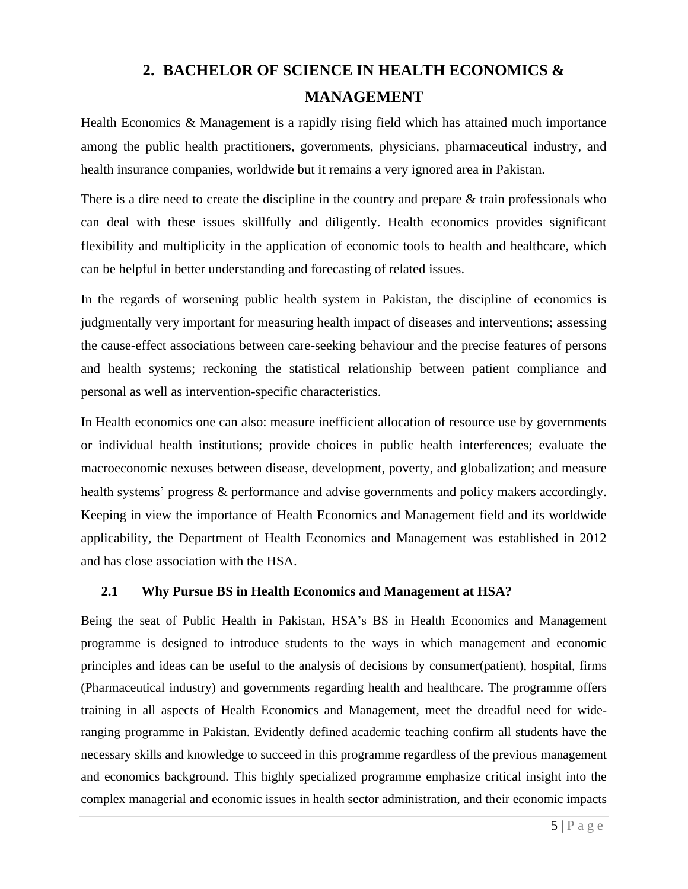# 2. BACHELOR OF SCIENCE IN HEALTH ECONOMICS & MANAGEMENT

Health Economics & Management is a rapidly rising field which has attained much importance among the public health practitioners, governments, physicians, pharmaceutical industry, and health insurance companies, worldwide but it remains a very ignored area in Pakistan.

There is a dire need to create the discipline in the country and prepare & train professionals who can deal with these issues skillfully and diligently. Health economics provides significant flexibility and multiplicity in the application of economic tools to health and healthcare, which can be helpful in better understanding and forecasting of related issues.

In the regards of worsening public health system in Pakistan, the discipline of economics is judgmentally very important for measuring health impact of diseases and interventions; assessing the cause-effect associations between care-seeking behaviour and the precise features of persons and health systems; reckoning the statistical relationship between patient compliance and personal as well as intervention-specific characteristics.

In Health economics one can also: measure inefficient allocation of resource use by governments or individual health institutions; provide choices in public health interferences; evaluate the macroeconomic nexuses between disease, development, poverty, and globalization; and measure health systems' progress & performance and advise governments and policy makers accordingly. Keeping in view the importance of Health Economics and Management field and its worldwide applicability, the Department of Health Economics and Management was established in 2012 and has close association with the HSA.

## 2.1 Why Pursue BS in Health Economics and Management at HSA?

Being the seat of Public Health in Pakistan, HSA's BS in Health Economics and Management programme is designed to introduce students to the ways in which management and economic principles and ideas can be useful to the analysis of decisions by consumer(patient), hospital, firms (Pharmaceutical industry) and governments regarding health and healthcare. The programme offers training in all aspects of Health Economics and Management, meet the dreadful need for wide-ranging programme in Pakistan. Evidently defined academic teaching confirm all students have the necessary skills and knowledge to succeed in this programme regardless of the previous management and economics background. This highly specialized programme emphasize critical insight into the complex managerial and economic issues in health sector administration, and their economic impacts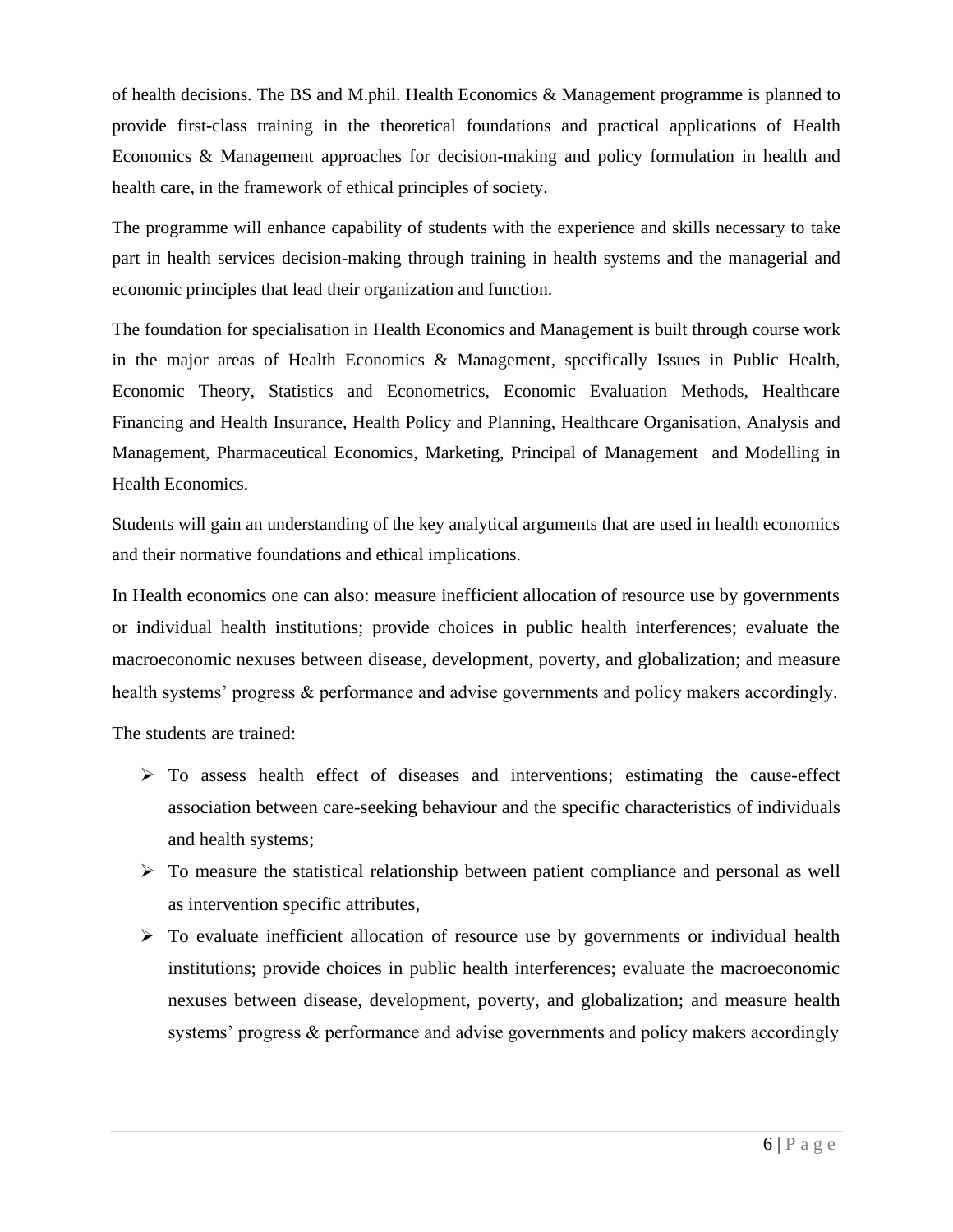of health decisions. The BS and M.phil. Health Economics & Management programme is planned to provide first-class training in the theoretical foundations and practical applications of Health Economics & Management approaches for decision-making and policy formulation in health and health care, in the framework of ethical principles of society.

The programme will enhance capability of students with the experience and skills necessary to take part in health services decision-making through training in health systems and the managerial and economic principles that lead their organization and function.

The foundation for specialisation in Health Economics and Management is built through course work in the major areas of Health Economics & Management, specifically Issues in Public Health, Economic Theory, Statistics and Econometrics, Economic Evaluation Methods, Healthcare Financing and Health Insurance, Health Policy and Planning, Healthcare Organisation, Analysis and Management, Pharmaceutical Economics, Marketing, Principal of Management and Modelling in Health Economics.

Students will gain an understanding of the key analytical arguments that are used in health economics and their normative foundations and ethical implications.

In Health economics one can also: measure inefficient allocation of resource use by governments or individual health institutions; provide choices in public health interferences; evaluate the macroeconomic nexuses between disease, development, poverty, and globalization; and measure health systems' progress & performance and advise governments and policy makers accordingly.

The students are trained:

- To assess health effect of diseases and interventions; estimating the cause-effect association between care-seeking behaviour and the specific characteristics of individuals and health systems;
- To measure the statistical relationship between patient compliance and personal as well as intervention specific attributes,
- To evaluate inefficient allocation of resource use by governments or individual health institutions; provide choices in public health interferences; evaluate the macroeconomic nexuses between disease, development, poverty, and globalization; and measure health systems' progress & performance and advise governments and policy makers accordingly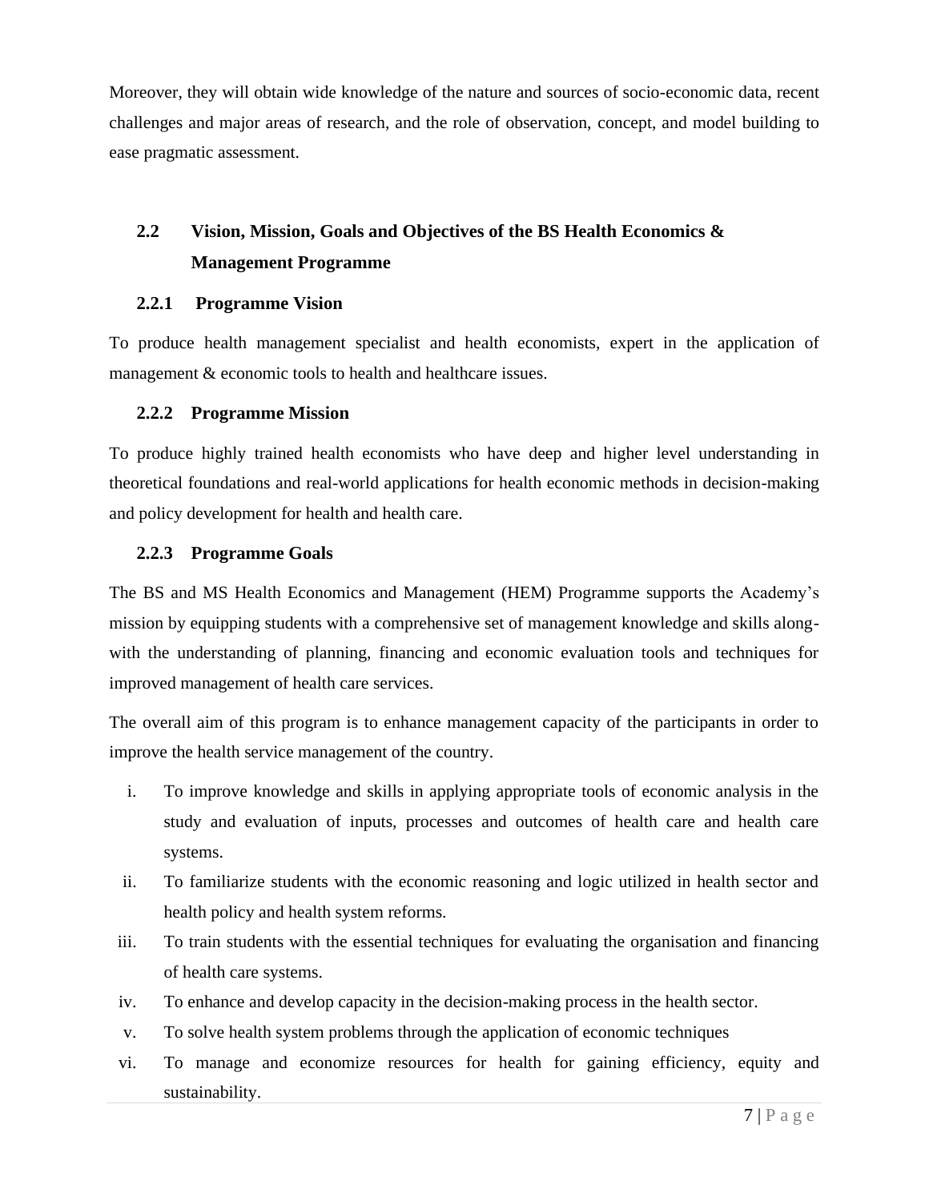Moreover, they will obtain wide knowledge of the nature and sources of socio-economic data, recent challenges and major areas of research, and the role of observation, concept, and model building to ease pragmatic assessment.

## 2.2 Vision, Mission, Goals and Objectives of the BS Health Economics & Management Programme

### 2.2.1 Programme Vision

To produce health management specialist and health economists, expert in the application of management & economic tools to health and healthcare issues.

### 2.2.2 Programme Mission

To produce highly trained health economists who have deep and higher level understanding in theoretical foundations and real-world applications for health economic methods in decision-making and policy development for health and health care.

### 2.2.3 Programme Goals

The BS and MS Health Economics and Management (HEM) Programme supports the Academy's mission by equipping students with a comprehensive set of management knowledge and skills along-with the understanding of planning, financing and economic evaluation tools and techniques for improved management of health care services.

The overall aim of this program is to enhance management capacity of the participants in order to improve the health service management of the country.

i. To improve knowledge and skills in applying appropriate tools of economic analysis in the study and evaluation of inputs, processes and outcomes of health care and health care systems.
ii. To familiarize students with the economic reasoning and logic utilized in health sector and health policy and health system reforms.
iii. To train students with the essential techniques for evaluating the organisation and financing of health care systems.
iv. To enhance and develop capacity in the decision-making process in the health sector.
v. To solve health system problems through the application of economic techniques
vi. To manage and economize resources for health for gaining efficiency, equity and sustainability.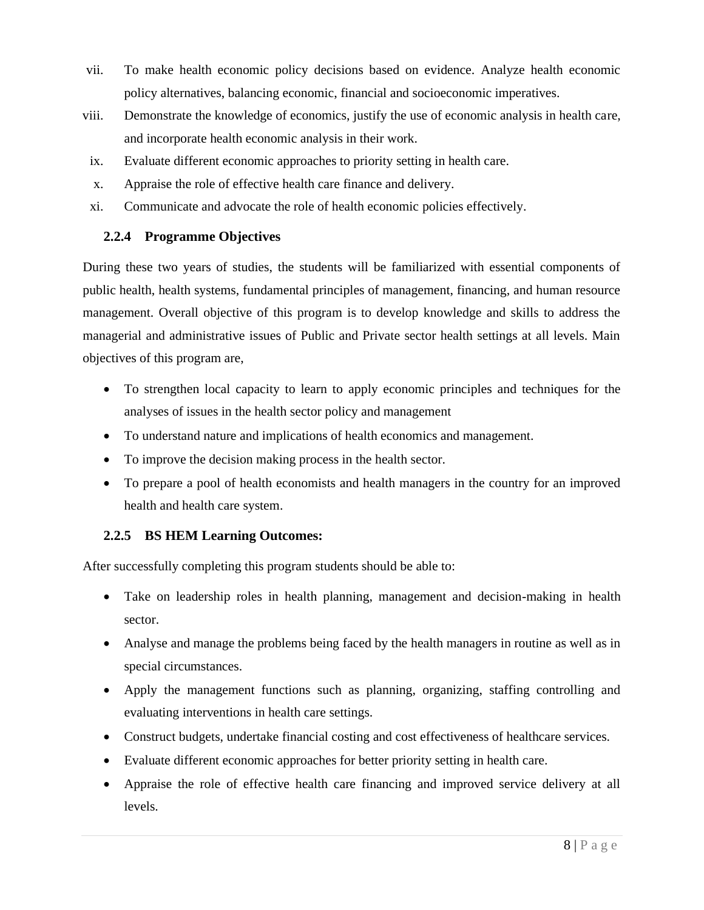vii. To make health economic policy decisions based on evidence. Analyze health economic policy alternatives, balancing economic, financial and socioeconomic imperatives.

viii. Demonstrate the knowledge of economics, justify the use of economic analysis in health care, and incorporate health economic analysis in their work.

ix. Evaluate different economic approaches to priority setting in health care.

x. Appraise the role of effective health care finance and delivery.

xi. Communicate and advocate the role of health economic policies effectively.

### 2.2.4 Programme Objectives

During these two years of studies, the students will be familiarized with essential components of public health, health systems, fundamental principles of management, financing, and human resource management. Overall objective of this program is to develop knowledge and skills to address the managerial and administrative issues of Public and Private sector health settings at all levels. Main objectives of this program are,

- To strengthen local capacity to learn to apply economic principles and techniques for the analyses of issues in the health sector policy and management
- To understand nature and implications of health economics and management.
- To improve the decision making process in the health sector.
- To prepare a pool of health economists and health managers in the country for an improved health and health care system.

### 2.2.5 BS HEM Learning Outcomes:

After successfully completing this program students should be able to:

- Take on leadership roles in health planning, management and decision-making in health sector.
- Analyse and manage the problems being faced by the health managers in routine as well as in special circumstances.
- Apply the management functions such as planning, organizing, staffing controlling and evaluating interventions in health care settings.
- Construct budgets, undertake financial costing and cost effectiveness of healthcare services.
- Evaluate different economic approaches for better priority setting in health care.
- Appraise the role of effective health care financing and improved service delivery at all levels.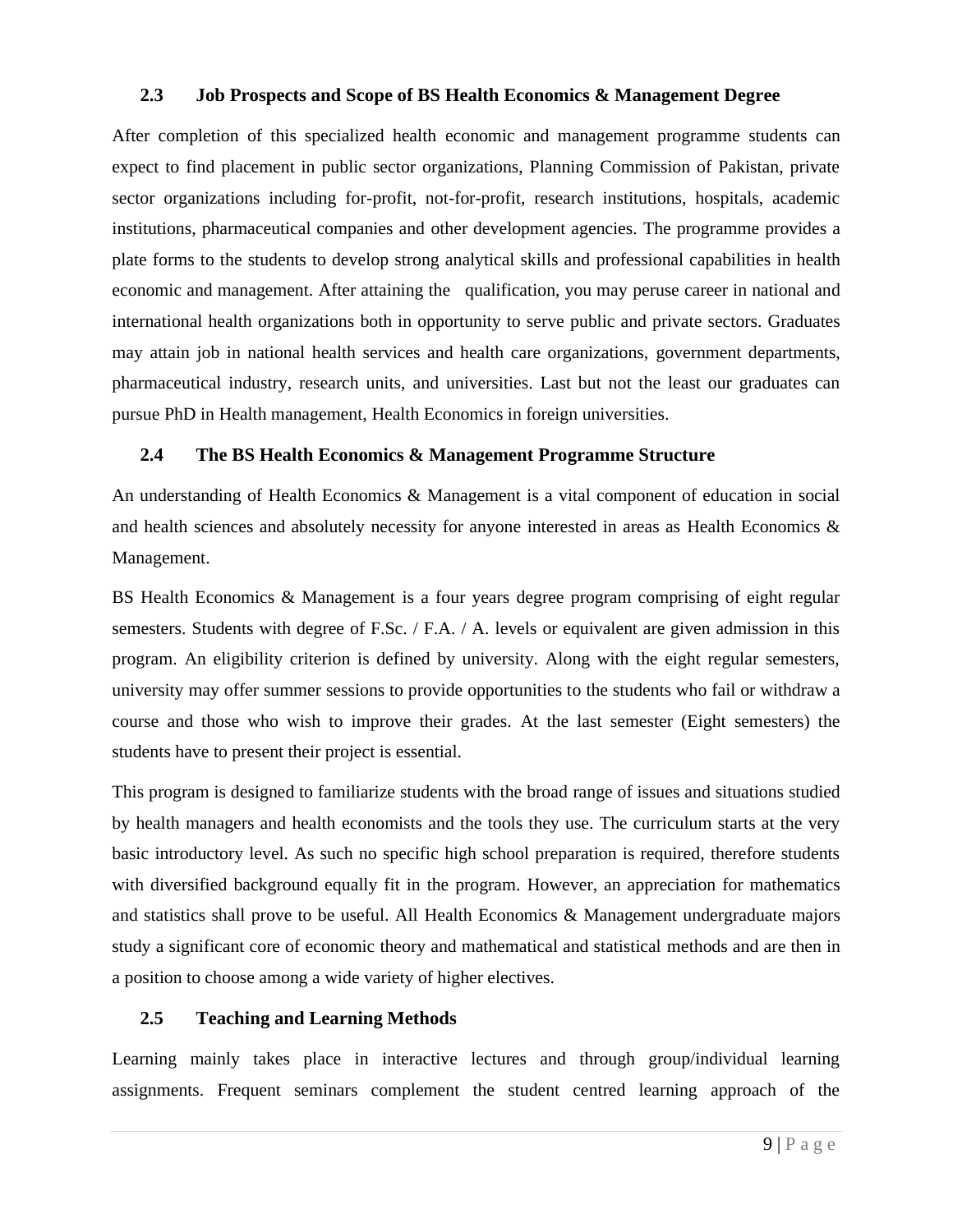### 2.3 Job Prospects and Scope of BS Health Economics & Management Degree

After completion of this specialized health economic and management programme students can expect to find placement in public sector organizations, Planning Commission of Pakistan, private sector organizations including for-profit, not-for-profit, research institutions, hospitals, academic institutions, pharmaceutical companies and other development agencies. The programme provides a plate forms to the students to develop strong analytical skills and professional capabilities in health economic and management. After attaining the qualification, you may peruse career in national and international health organizations both in opportunity to serve public and private sectors. Graduates may attain job in national health services and health care organizations, government departments, pharmaceutical industry, research units, and universities. Last but not the least our graduates can pursue PhD in Health management, Health Economics in foreign universities.

### 2.4 The BS Health Economics & Management Programme Structure

An understanding of Health Economics & Management is a vital component of education in social and health sciences and absolutely necessity for anyone interested in areas as Health Economics & Management.

BS Health Economics & Management is a four years degree program comprising of eight regular semesters. Students with degree of F.Sc. / F.A. / A. levels or equivalent are given admission in this program. An eligibility criterion is defined by university. Along with the eight regular semesters, university may offer summer sessions to provide opportunities to the students who fail or withdraw a course and those who wish to improve their grades. At the last semester (Eight semesters) the students have to present their project is essential.

This program is designed to familiarize students with the broad range of issues and situations studied by health managers and health economists and the tools they use. The curriculum starts at the very basic introductory level. As such no specific high school preparation is required, therefore students with diversified background equally fit in the program. However, an appreciation for mathematics and statistics shall prove to be useful. All Health Economics & Management undergraduate majors study a significant core of economic theory and mathematical and statistical methods and are then in a position to choose among a wide variety of higher electives.

### 2.5 Teaching and Learning Methods

Learning mainly takes place in interactive lectures and through group/individual learning assignments. Frequent seminars complement the student centred learning approach of the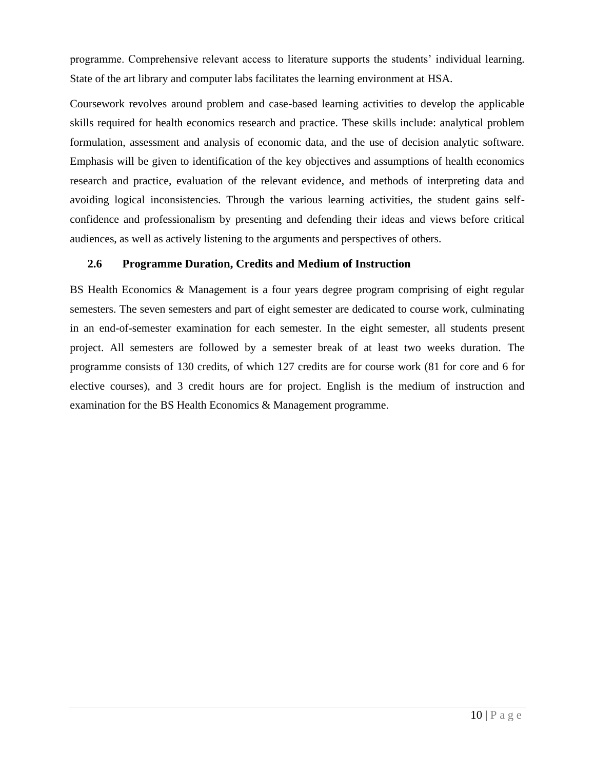programme. Comprehensive relevant access to literature supports the students' individual learning. State of the art library and computer labs facilitates the learning environment at HSA.

Coursework revolves around problem and case-based learning activities to develop the applicable skills required for health economics research and practice. These skills include: analytical problem formulation, assessment and analysis of economic data, and the use of decision analytic software. Emphasis will be given to identification of the key objectives and assumptions of health economics research and practice, evaluation of the relevant evidence, and methods of interpreting data and avoiding logical inconsistencies. Through the various learning activities, the student gains self-confidence and professionalism by presenting and defending their ideas and views before critical audiences, as well as actively listening to the arguments and perspectives of others.

### 2.6 Programme Duration, Credits and Medium of Instruction

BS Health Economics & Management is a four years degree program comprising of eight regular semesters. The seven semesters and part of eight semester are dedicated to course work, culminating in an end-of-semester examination for each semester. In the eight semester, all students present project. All semesters are followed by a semester break of at least two weeks duration. The programme consists of 130 credits, of which 127 credits are for course work (81 for core and 6 for elective courses), and 3 credit hours are for project. English is the medium of instruction and examination for the BS Health Economics & Management programme.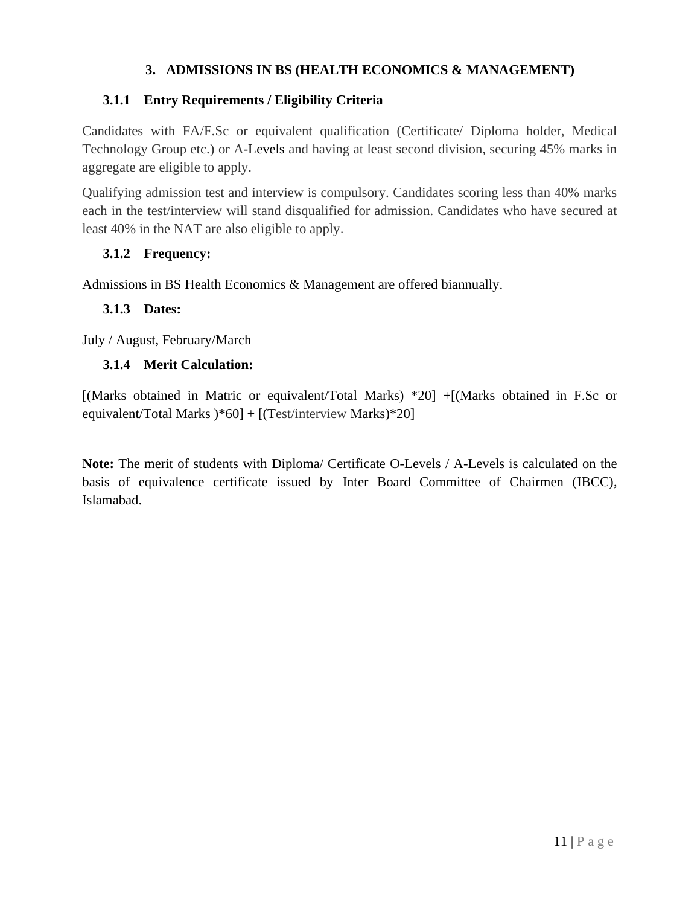## 3. ADMISSIONS IN BS (HEALTH ECONOMICS & MANAGEMENT)

### 3.1.1 Entry Requirements / Eligibility Criteria

Candidates with FA/F.Sc or equivalent qualification (Certificate/ Diploma holder, Medical Technology Group etc.) or A-Levels and having at least second division, securing 45% marks in aggregate are eligible to apply.

Qualifying admission test and interview is compulsory. Candidates scoring less than 40% marks each in the test/interview will stand disqualified for admission. Candidates who have secured at least 40% in the NAT are also eligible to apply.

### 3.1.2 Frequency:

Admissions in BS Health Economics & Management are offered biannually.

### 3.1.3 Dates:

July / August, February/March

### 3.1.4 Merit Calculation:

[(Marks obtained in Matric or equivalent/Total Marks) *20] +[(Marks obtained in F.Sc or equivalent/Total Marks )*60] + [(Test/interview Marks)*20]

**Note:** The merit of students with Diploma/ Certificate O-Levels / A-Levels is calculated on the basis of equivalence certificate issued by Inter Board Committee of Chairmen (IBCC), Islamabad.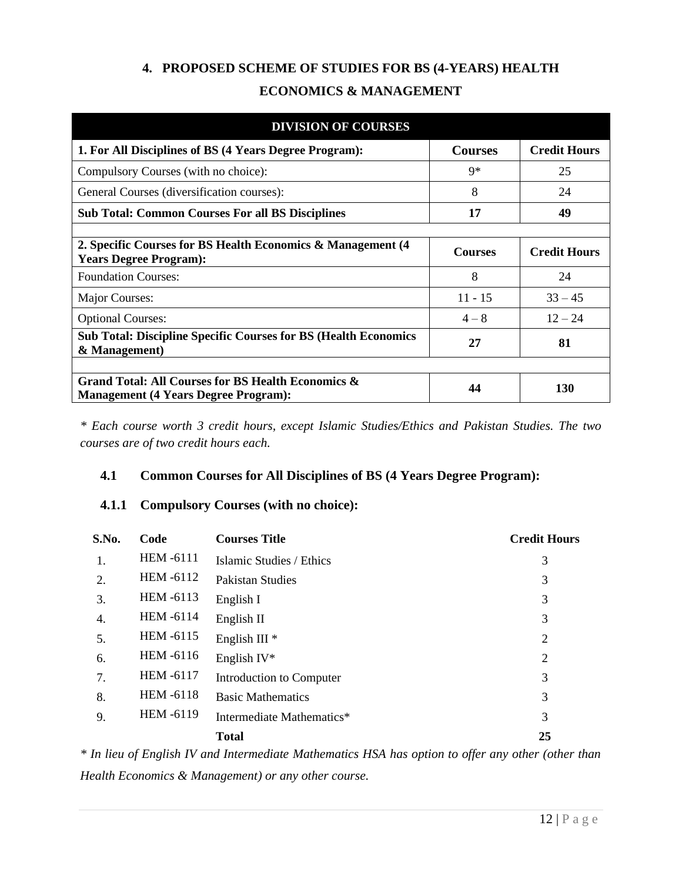## 4. PROPOSED SCHEME OF STUDIES FOR BS (4-YEARS) HEALTH ECONOMICS & MANAGEMENT

| DIVISION OF COURSES | | |
|---|---|---|
| **1. For All Disciplines of BS (4 Years Degree Program):** | **Courses** | **Credit Hours** |
| Compulsory Courses (with no choice): | 9* | 25 |
| General Courses (diversification courses): | 8 | 24 |
| **Sub Total: Common Courses For all BS Disciplines** | **17** | **49** |
| | | |
| **2. Specific Courses for BS Health Economics & Management (4 Years Degree Program):** | **Courses** | **Credit Hours** |
| Foundation Courses: | 8 | 24 |
| Major Courses: | 11 - 15 | 33 – 45 |
| Optional Courses: | 4 – 8 | 12 – 24 |
| **Sub Total: Discipline Specific Courses for BS (Health Economics & Management)** | **27** | **81** |
| | | |
| **Grand Total: All Courses for BS Health Economics & Management (4 Years Degree Program):** | **44** | **130** |

*\* Each course worth 3 credit hours, except Islamic Studies/Ethics and Pakistan Studies. The two courses are of two credit hours each.*

### 4.1 Common Courses for All Disciplines of BS (4 Years Degree Program):

#### 4.1.1 Compulsory Courses (with no choice):

| S.No. | Code | Courses Title | Credit Hours |
|---|---|---|---|
| 1. | HEM -6111 | Islamic Studies / Ethics | 3 |
| 2. | HEM -6112 | Pakistan Studies | 3 |
| 3. | HEM -6113 | English I | 3 |
| 4. | HEM -6114 | English II | 3 |
| 5. | HEM -6115 | English III * | 2 |
| 6. | HEM -6116 | English IV* | 2 |
| 7. | HEM -6117 | Introduction to Computer | 3 |
| 8. | HEM -6118 | Basic Mathematics | 3 |
| 9. | HEM -6119 | Intermediate Mathematics* | 3 |
| | | **Total** | **25** |

*\* In lieu of English IV and Intermediate Mathematics HSA has option to offer any other (other than Health Economics & Management) or any other course.*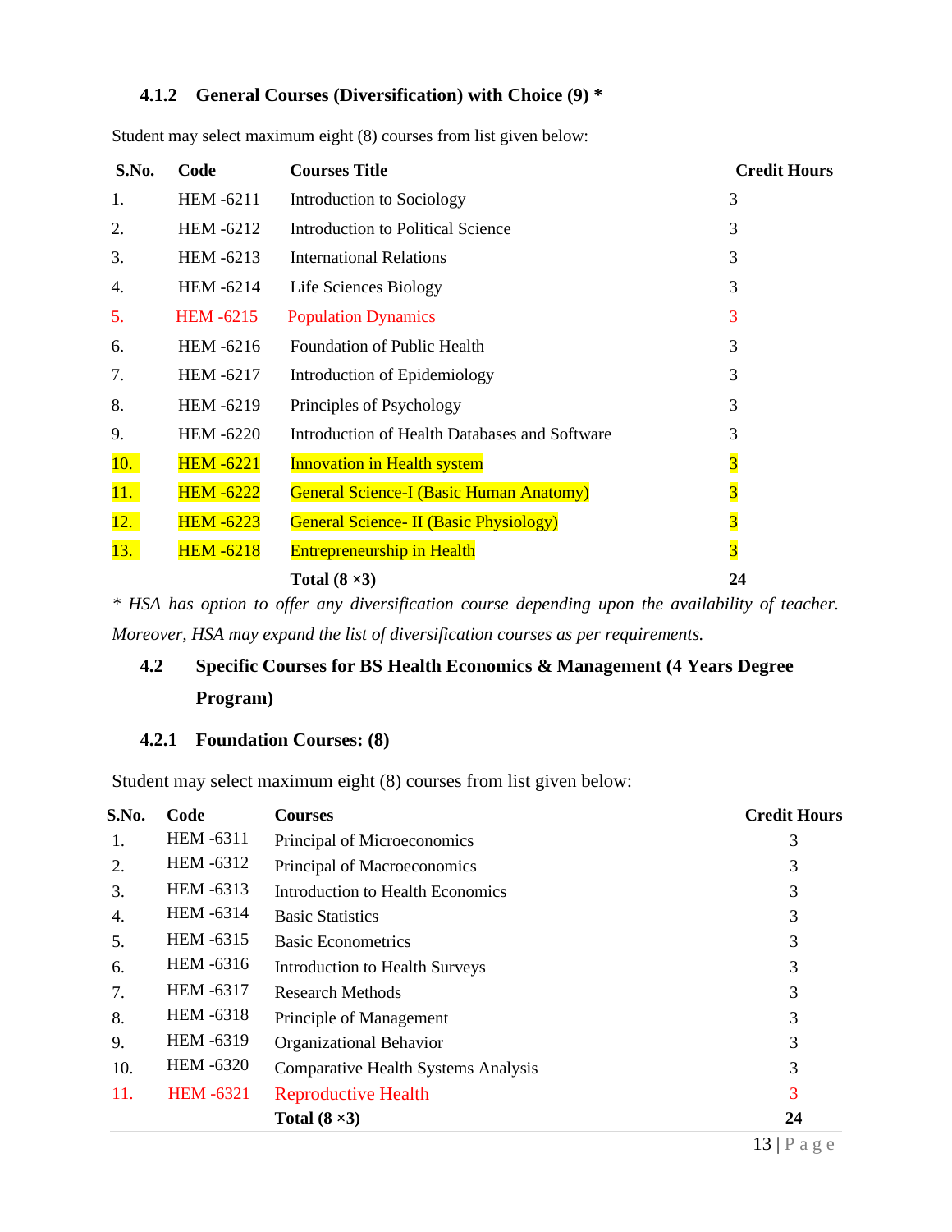#### 4.1.2 General Courses (Diversification) with Choice (9) *

Student may select maximum eight (8) courses from list given below:

| S.No. | Code | Courses Title | Credit Hours |
|---|---|---|---|
| 1. | HEM -6211 | Introduction to Sociology | 3 |
| 2. | HEM -6212 | Introduction to Political Science | 3 |
| 3. | HEM -6213 | International Relations | 3 |
| 4. | HEM -6214 | Life Sciences Biology | 3 |
| 5. | HEM -6215 | Population Dynamics | 3 |
| 6. | HEM -6216 | Foundation of Public Health | 3 |
| 7. | HEM -6217 | Introduction of Epidemiology | 3 |
| 8. | HEM -6219 | Principles of Psychology | 3 |
| 9. | HEM -6220 | Introduction of Health Databases and Software | 3 |
| 10. | HEM -6221 | Innovation in Health system | 3 |
| 11. | HEM -6222 | General Science-I (Basic Human Anatomy) | 3 |
| 12. | HEM -6223 | General Science- II (Basic Physiology) | 3 |
| 13. | HEM -6218 | Entrepreneurship in Health | 3 |
| | | **Total (8 ×3)** | **24** |

*\* HSA has option to offer any diversification course depending upon the availability of teacher. Moreover, HSA may expand the list of diversification courses as per requirements.*

### 4.2 Specific Courses for BS Health Economics & Management (4 Years Degree Program)

#### 4.2.1 Foundation Courses: (8)

Student may select maximum eight (8) courses from list given below:

| S.No. | Code | Courses | Credit Hours |
|---|---|---|---|
| 1. | HEM -6311 | Principal of Microeconomics | 3 |
| 2. | HEM -6312 | Principal of Macroeconomics | 3 |
| 3. | HEM -6313 | Introduction to Health Economics | 3 |
| 4. | HEM -6314 | Basic Statistics | 3 |
| 5. | HEM -6315 | Basic Econometrics | 3 |
| 6. | HEM -6316 | Introduction to Health Surveys | 3 |
| 7. | HEM -6317 | Research Methods | 3 |
| 8. | HEM -6318 | Principle of Management | 3 |
| 9. | HEM -6319 | Organizational Behavior | 3 |
| 10. | HEM -6320 | Comparative Health Systems Analysis | 3 |
| 11. | HEM -6321 | Reproductive Health | 3 |
| | | **Total (8 ×3)** | **24** |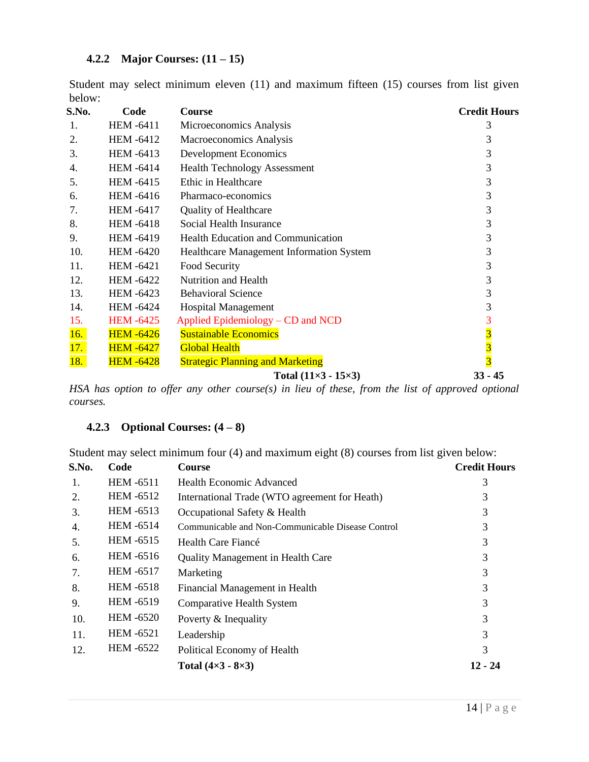### 4.2.2 Major Courses: (11 – 15)

Student may select minimum eleven (11) and maximum fifteen (15) courses from list given below:

| S.No. | Code | Course | Credit Hours |
|---|---|---|---|
| 1. | HEM -6411 | Microeconomics Analysis | 3 |
| 2. | HEM -6412 | Macroeconomics Analysis | 3 |
| 3. | HEM -6413 | Development Economics | 3 |
| 4. | HEM -6414 | Health Technology Assessment | 3 |
| 5. | HEM -6415 | Ethic in Healthcare | 3 |
| 6. | HEM -6416 | Pharmaco-economics | 3 |
| 7. | HEM -6417 | Quality of Healthcare | 3 |
| 8. | HEM -6418 | Social Health Insurance | 3 |
| 9. | HEM -6419 | Health Education and Communication | 3 |
| 10. | HEM -6420 | Healthcare Management Information System | 3 |
| 11. | HEM -6421 | Food Security | 3 |
| 12. | HEM -6422 | Nutrition and Health | 3 |
| 13. | HEM -6423 | Behavioral Science | 3 |
| 14. | HEM -6424 | Hospital Management | 3 |
| 15. | HEM -6425 | Applied Epidemiology – CD and NCD | 3 |
| 16. | HEM -6426 | Sustainable Economics | 3 |
| 17. | HEM -6427 | Global Health | 3 |
| 18. | HEM -6428 | Strategic Planning and Marketing | 3 |
| | | **Total (11×3 - 15×3)** | **33 - 45** |

*HSA has option to offer any other course(s) in lieu of these, from the list of approved optional courses.*

### 4.2.3 Optional Courses: (4 – 8)

Student may select minimum four (4) and maximum eight (8) courses from list given below:

| S.No. | Code | Course | Credit Hours |
|---|---|---|---|
| 1. | HEM -6511 | Health Economic Advanced | 3 |
| 2. | HEM -6512 | International Trade (WTO agreement for Heath) | 3 |
| 3. | HEM -6513 | Occupational Safety & Health | 3 |
| 4. | HEM -6514 | Communicable and Non-Communicable Disease Control | 3 |
| 5. | HEM -6515 | Health Care Fiancé | 3 |
| 6. | HEM -6516 | Quality Management in Health Care | 3 |
| 7. | HEM -6517 | Marketing | 3 |
| 8. | HEM -6518 | Financial Management in Health | 3 |
| 9. | HEM -6519 | Comparative Health System | 3 |
| 10. | HEM -6520 | Poverty & Inequality | 3 |
| 11. | HEM -6521 | Leadership | 3 |
| 12. | HEM -6522 | Political Economy of Health | 3 |
| | | **Total (4×3 - 8×3)** | **12 - 24** |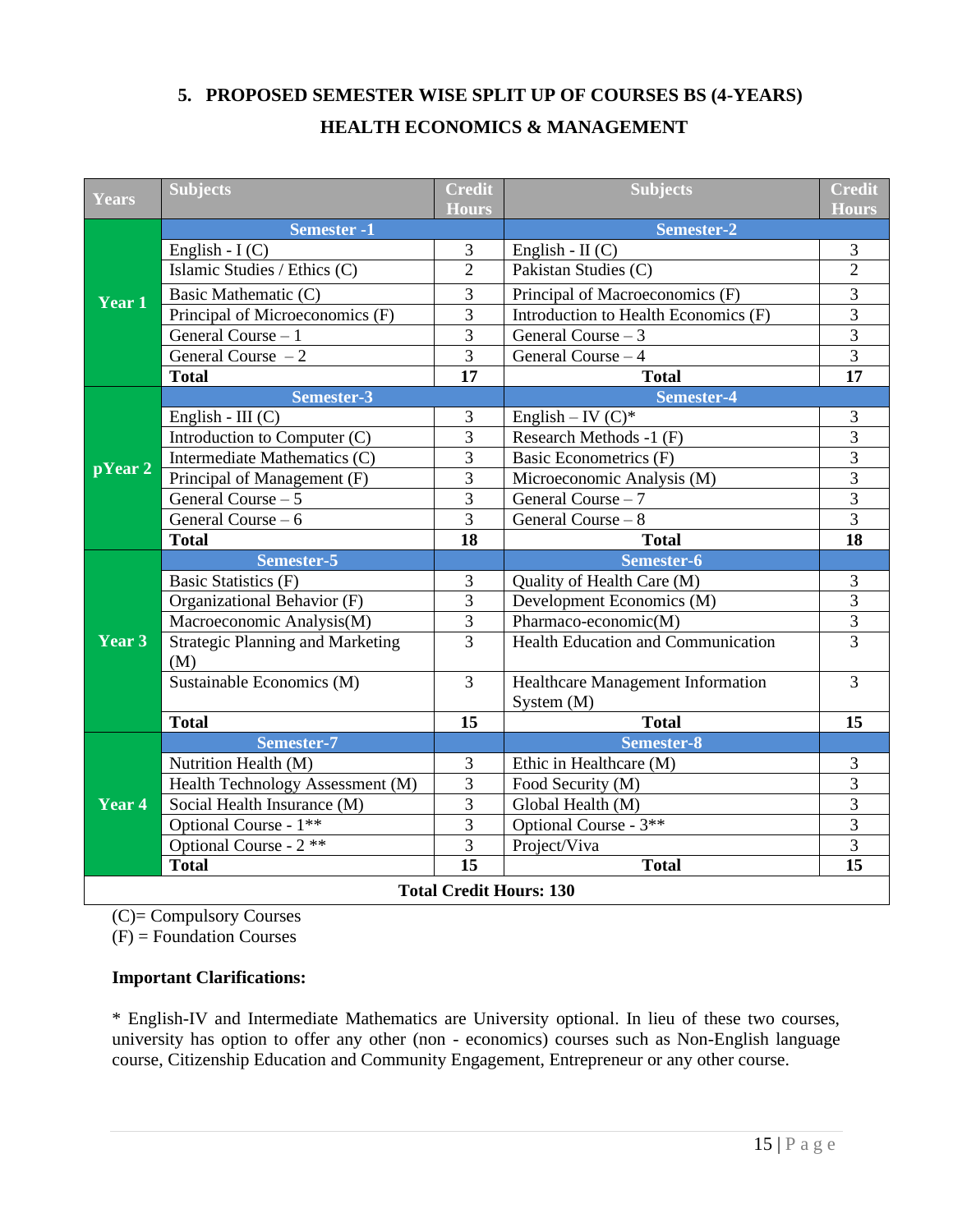## 5. PROPOSED SEMESTER WISE SPLIT UP OF COURSES BS (4-YEARS) HEALTH ECONOMICS & MANAGEMENT

| Years | Subjects | Credit Hours | Subjects | Credit Hours |
|---|---|---|---|---|
| Year 1 | Semester -1 | | Semester-2 | |
| | English - I (C) | 3 | English - II (C) | 3 |
| | Islamic Studies / Ethics (C) | 2 | Pakistan Studies (C) | 2 |
| | Basic Mathematic (C) | 3 | Principal of Macroeconomics (F) | 3 |
| | Principal of Microeconomics (F) | 3 | Introduction to Health Economics (F) | 3 |
| | General Course – 1 | 3 | General Course – 3 | 3 |
| | General Course – 2 | 3 | General Course – 4 | 3 |
| | **Total** | **17** | **Total** | **17** |
| pYear 2 | Semester-3 | | Semester-4 | |
| | English - III (C) | 3 | English – IV (C)* | 3 |
| | Introduction to Computer (C) | 3 | Research Methods -1 (F) | 3 |
| | Intermediate Mathematics (C) | 3 | Basic Econometrics (F) | 3 |
| | Principal of Management (F) | 3 | Microeconomic Analysis (M) | 3 |
| | General Course – 5 | 3 | General Course – 7 | 3 |
| | General Course – 6 | 3 | General Course – 8 | 3 |
| | **Total** | **18** | **Total** | **18** |
| Year 3 | Semester-5 | | Semester-6 | |
| | Basic Statistics (F) | 3 | Quality of Health Care (M) | 3 |
| | Organizational Behavior (F) | 3 | Development Economics (M) | 3 |
| | Macroeconomic Analysis(M) | 3 | Pharmaco-economic(M) | 3 |
| | Strategic Planning and Marketing (M) | 3 | Health Education and Communication | 3 |
| | Sustainable Economics (M) | 3 | Healthcare Management Information System (M) | 3 |
| | **Total** | **15** | **Total** | **15** |
| Year 4 | Semester-7 | | Semester-8 | |
| | Nutrition Health (M) | 3 | Ethic in Healthcare (M) | 3 |
| | Health Technology Assessment (M) | 3 | Food Security (M) | 3 |
| | Social Health Insurance (M) | 3 | Global Health (M) | 3 |
| | Optional Course - 1** | 3 | Optional Course - 3** | 3 |
| | Optional Course - 2 ** | 3 | Project/Viva | 3 |
| | **Total** | **15** | **Total** | **15** |
| **Total Credit Hours: 130** | | | | |

(C)= Compulsory Courses
(F) = Foundation Courses

**Important Clarifications:**

* English-IV and Intermediate Mathematics are University optional. In lieu of these two courses, university has option to offer any other (non - economics) courses such as Non-English language course, Citizenship Education and Community Engagement, Entrepreneur or any other course.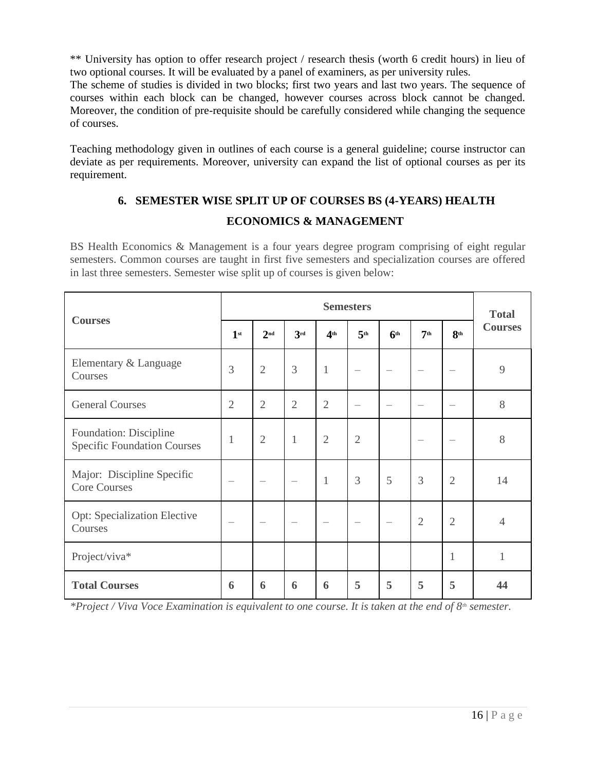** University has option to offer research project / research thesis (worth 6 credit hours) in lieu of two optional courses. It will be evaluated by a panel of examiners, as per university rules.
The scheme of studies is divided in two blocks; first two years and last two years. The sequence of courses within each block can be changed, however courses across block cannot be changed. Moreover, the condition of pre-requisite should be carefully considered while changing the sequence of courses.

Teaching methodology given in outlines of each course is a general guideline; course instructor can deviate as per requirements. Moreover, university can expand the list of optional courses as per its requirement.

## 6. SEMESTER WISE SPLIT UP OF COURSES BS (4-YEARS) HEALTH ECONOMICS & MANAGEMENT

BS Health Economics & Management is a four years degree program comprising of eight regular semesters. Common courses are taught in first five semesters and specialization courses are offered in last three semesters. Semester wise split up of courses is given below:

| **Courses** | **Semesters** | | | | | | | | **Total Courses** |
|---|---|---|---|---|---|---|---|---|---|
| | **1st** | **2nd** | **3rd** | **4th** | **5th** | **6th** | **7th** | **8th** | |
| Elementary & Language Courses | 3 | 2 | 3 | 1 | – | – | – | – | 9 |
| General Courses | 2 | 2 | 2 | 2 | – | – | – | – | 8 |
| Foundation: Discipline Specific Foundation Courses | 1 | 2 | 1 | 2 | 2 | | – | – | 8 |
| Major: Discipline Specific Core Courses | – | – | – | 1 | 3 | 5 | 3 | 2 | 14 |
| Opt: Specialization Elective Courses | – | – | – | – | – | – | 2 | 2 | 4 |
| Project/viva* | | | | | | | | 1 | 1 |
| **Total Courses** | **6** | **6** | **6** | **6** | **5** | **5** | **5** | **5** | **44** |

*\*Project / Viva Voce Examination is equivalent to one course. It is taken at the end of 8th semester.*